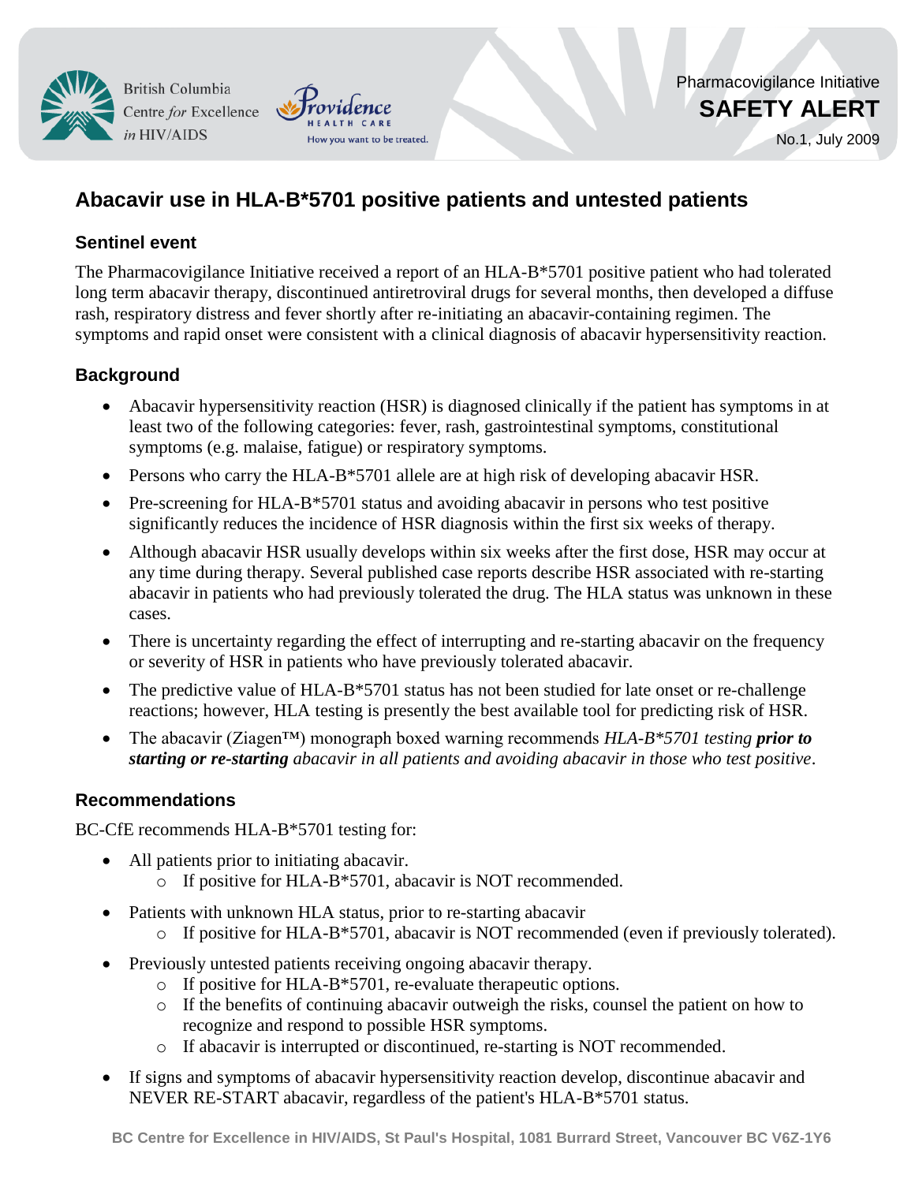British Columbia Centre *for* Excellence *in* HIV/AIDS

Providence HEALTH CARE — How you want to be treated.

Pharmacovigilance Initiative

**SAFETY ALERT**

No.1, July 2009

# Abacavir use in HLA-B*5701 positive patients and untested patients

## Sentinel event

The Pharmacovigilance Initiative received a report of an HLA-B*5701 positive patient who had tolerated long term abacavir therapy, discontinued antiretroviral drugs for several months, then developed a diffuse rash, respiratory distress and fever shortly after re-initiating an abacavir-containing regimen. The symptoms and rapid onset were consistent with a clinical diagnosis of abacavir hypersensitivity reaction.

## Background

- Abacavir hypersensitivity reaction (HSR) is diagnosed clinically if the patient has symptoms in at least two of the following categories: fever, rash, gastrointestinal symptoms, constitutional symptoms (e.g. malaise, fatigue) or respiratory symptoms.
- Persons who carry the HLA-B*5701 allele are at high risk of developing abacavir HSR.
- Pre-screening for HLA-B*5701 status and avoiding abacavir in persons who test positive significantly reduces the incidence of HSR diagnosis within the first six weeks of therapy.
- Although abacavir HSR usually develops within six weeks after the first dose, HSR may occur at any time during therapy. Several published case reports describe HSR associated with re-starting abacavir in patients who had previously tolerated the drug. The HLA status was unknown in these cases.
- There is uncertainty regarding the effect of interrupting and re-starting abacavir on the frequency or severity of HSR in patients who have previously tolerated abacavir.
- The predictive value of HLA-B*5701 status has not been studied for late onset or re-challenge reactions; however, HLA testing is presently the best available tool for predicting risk of HSR.
- The abacavir (Ziagen™) monograph boxed warning recommends *HLA-B*5701 testing **prior to starting or re-starting** abacavir in all patients and avoiding abacavir in those who test positive*.

## Recommendations

BC-CfE recommends HLA-B*5701 testing for:

- All patients prior to initiating abacavir.
  - If positive for HLA-B*5701, abacavir is NOT recommended.
- Patients with unknown HLA status, prior to re-starting abacavir
  - If positive for HLA-B*5701, abacavir is NOT recommended (even if previously tolerated).
- Previously untested patients receiving ongoing abacavir therapy.
  - If positive for HLA-B*5701, re-evaluate therapeutic options.
  - If the benefits of continuing abacavir outweigh the risks, counsel the patient on how to recognize and respond to possible HSR symptoms.
  - If abacavir is interrupted or discontinued, re-starting is NOT recommended.
- If signs and symptoms of abacavir hypersensitivity reaction develop, discontinue abacavir and NEVER RE-START abacavir, regardless of the patient's HLA-B*5701 status.

**BC Centre for Excellence in HIV/AIDS, St Paul's Hospital, 1081 Burrard Street, Vancouver BC V6Z-1Y6**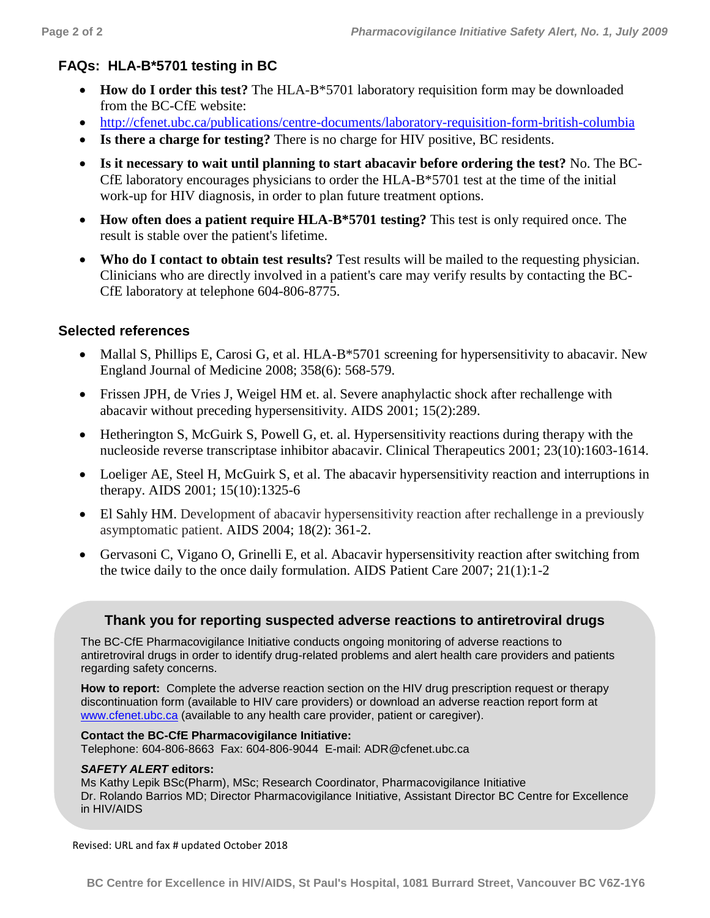## FAQs: HLA-B*5701 testing in BC

- **How do I order this test?** The HLA-B*5701 laboratory requisition form may be downloaded from the BC-CfE website:
- http://cfenet.ubc.ca/publications/centre-documents/laboratory-requisition-form-british-columbia
- **Is there a charge for testing?** There is no charge for HIV positive, BC residents.
- **Is it necessary to wait until planning to start abacavir before ordering the test?** No. The BC-CfE laboratory encourages physicians to order the HLA-B*5701 test at the time of the initial work-up for HIV diagnosis, in order to plan future treatment options.
- **How often does a patient require HLA-B*5701 testing?** This test is only required once. The result is stable over the patient's lifetime.
- **Who do I contact to obtain test results?** Test results will be mailed to the requesting physician. Clinicians who are directly involved in a patient's care may verify results by contacting the BC-CfE laboratory at telephone 604-806-8775.

### Selected references

- Mallal S, Phillips E, Carosi G, et al. HLA-B*5701 screening for hypersensitivity to abacavir. New England Journal of Medicine 2008; 358(6): 568-579.
- Frissen JPH, de Vries J, Weigel HM et. al. Severe anaphylactic shock after rechallenge with abacavir without preceding hypersensitivity. AIDS 2001; 15(2):289.
- Hetherington S, McGuirk S, Powell G, et. al. Hypersensitivity reactions during therapy with the nucleoside reverse transcriptase inhibitor abacavir. Clinical Therapeutics 2001; 23(10):1603-1614.
- Loeliger AE, Steel H, McGuirk S, et al. The abacavir hypersensitivity reaction and interruptions in therapy. AIDS 2001; 15(10):1325-6
- El Sahly HM. Development of abacavir hypersensitivity reaction after rechallenge in a previously asymptomatic patient. AIDS 2004; 18(2): 361-2.
- Gervasoni C, Vigano O, Grinelli E, et al. Abacavir hypersensitivity reaction after switching from the twice daily to the once daily formulation. AIDS Patient Care 2007; 21(1):1-2

### Thank you for reporting suspected adverse reactions to antiretroviral drugs

The BC-CfE Pharmacovigilance Initiative conducts ongoing monitoring of adverse reactions to antiretroviral drugs in order to identify drug-related problems and alert health care providers and patients regarding safety concerns.

**How to report:** Complete the adverse reaction section on the HIV drug prescription request or therapy discontinuation form (available to HIV care providers) or download an adverse reaction report form at www.cfenet.ubc.ca (available to any health care provider, patient or caregiver).

**Contact the BC-CfE Pharmacovigilance Initiative:**
Telephone: 604-806-8663 Fax: 604-806-9044 E-mail: ADR@cfenet.ubc.ca

***SAFETY ALERT* editors:**
Ms Kathy Lepik BSc(Pharm), MSc; Research Coordinator, Pharmacovigilance Initiative
Dr. Rolando Barrios MD; Director Pharmacovigilance Initiative, Assistant Director BC Centre for Excellence in HIV/AIDS

Revised: URL and fax # updated October 2018

BC Centre for Excellence in HIV/AIDS, St Paul's Hospital, 1081 Burrard Street, Vancouver BC V6Z-1Y6